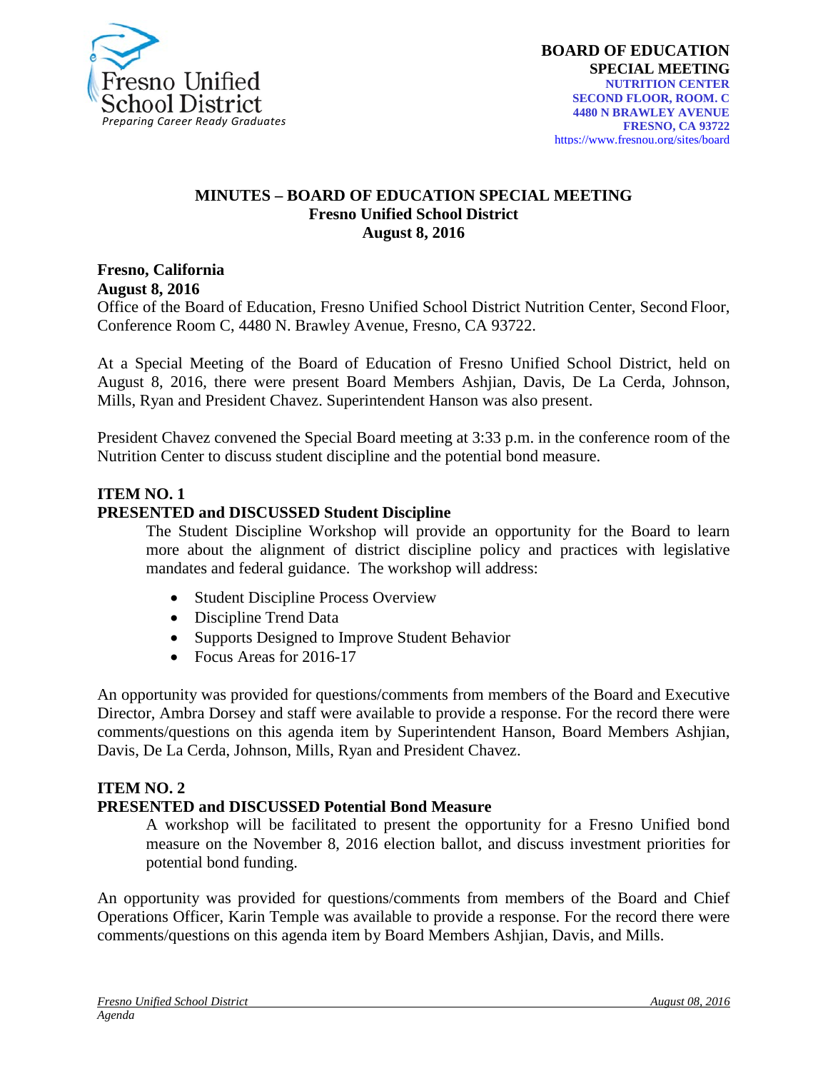Fresno Unified School District
*Preparing Career Ready Graduates*

**BOARD OF EDUCATION**
**SPECIAL MEETING**
**NUTRITION CENTER**
**SECOND FLOOR, ROOM. C**
**4480 N BRAWLEY AVENUE**
**FRESNO, CA 93722**
https://www.fresnou.org/sites/board

# MINUTES – BOARD OF EDUCATION SPECIAL MEETING
## Fresno Unified School District
## August 8, 2016

**Fresno, California**
**August 8, 2016**
Office of the Board of Education, Fresno Unified School District Nutrition Center, Second Floor, Conference Room C, 4480 N. Brawley Avenue, Fresno, CA 93722.

At a Special Meeting of the Board of Education of Fresno Unified School District, held on August 8, 2016, there were present Board Members Ashjian, Davis, De La Cerda, Johnson, Mills, Ryan and President Chavez. Superintendent Hanson was also present.

President Chavez convened the Special Board meeting at 3:33 p.m. in the conference room of the Nutrition Center to discuss student discipline and the potential bond measure.

**ITEM NO. 1**
**PRESENTED and DISCUSSED Student Discipline**

The Student Discipline Workshop will provide an opportunity for the Board to learn more about the alignment of district discipline policy and practices with legislative mandates and federal guidance. The workshop will address:

- Student Discipline Process Overview
- Discipline Trend Data
- Supports Designed to Improve Student Behavior
- Focus Areas for 2016-17

An opportunity was provided for questions/comments from members of the Board and Executive Director, Ambra Dorsey and staff were available to provide a response. For the record there were comments/questions on this agenda item by Superintendent Hanson, Board Members Ashjian, Davis, De La Cerda, Johnson, Mills, Ryan and President Chavez.

**ITEM NO. 2**
**PRESENTED and DISCUSSED Potential Bond Measure**

A workshop will be facilitated to present the opportunity for a Fresno Unified bond measure on the November 8, 2016 election ballot, and discuss investment priorities for potential bond funding.

An opportunity was provided for questions/comments from members of the Board and Chief Operations Officer, Karin Temple was available to provide a response. For the record there were comments/questions on this agenda item by Board Members Ashjian, Davis, and Mills.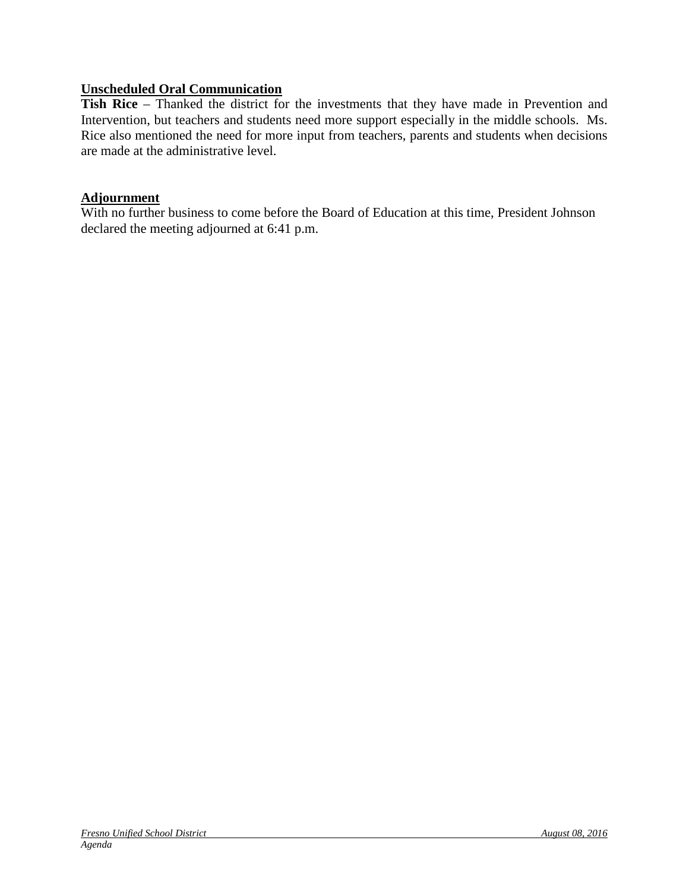**Unscheduled Oral Communication**

**Tish Rice** – Thanked the district for the investments that they have made in Prevention and Intervention, but teachers and students need more support especially in the middle schools. Ms. Rice also mentioned the need for more input from teachers, parents and students when decisions are made at the administrative level.

**Adjournment**

With no further business to come before the Board of Education at this time, President Johnson declared the meeting adjourned at 6:41 p.m.